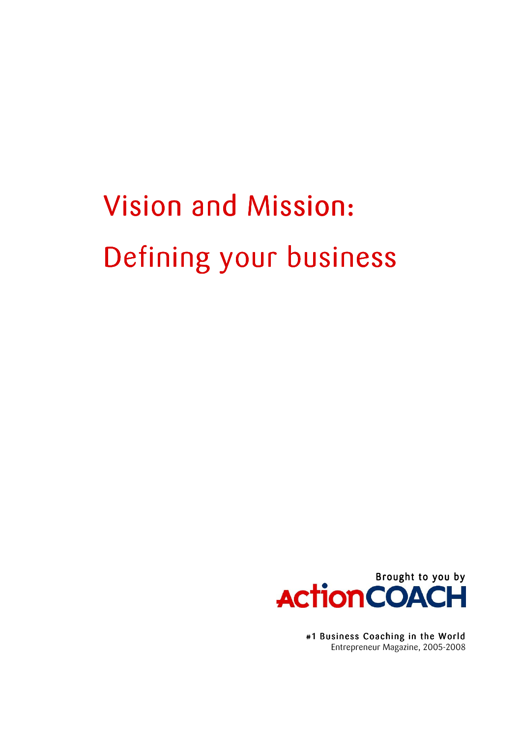# Vision and Mission:

# Defining your business

Brought to you by

ActionCOACH

#1 Business Coaching in the World

Entrepreneur Magazine, 2005-2008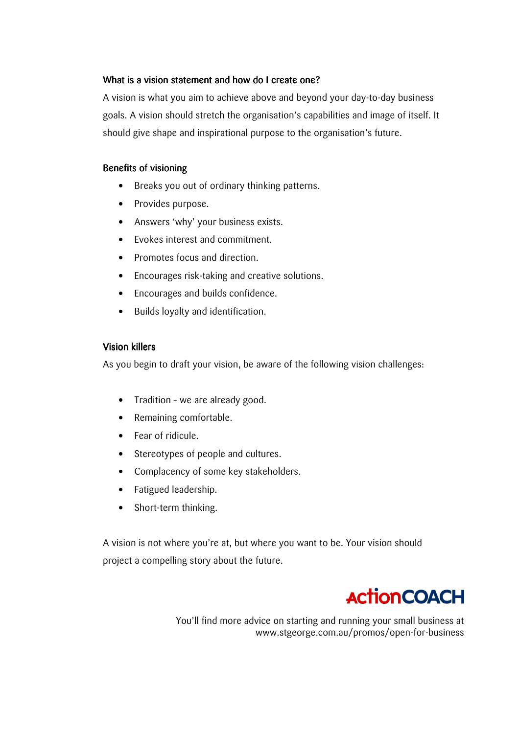### What is a vision statement and how do I create one?

A vision is what you aim to achieve above and beyond your day-to-day business goals. A vision should stretch the organisation's capabilities and image of itself. It should give shape and inspirational purpose to the organisation's future.

### Benefits of visioning

- Breaks you out of ordinary thinking patterns.
- Provides purpose.
- Answers 'why' your business exists.
- Evokes interest and commitment.
- Promotes focus and direction.
- Encourages risk-taking and creative solutions.
- Encourages and builds confidence.
- Builds loyalty and identification.

### Vision killers

As you begin to draft your vision, be aware of the following vision challenges:

- Tradition – we are already good.
- Remaining comfortable.
- Fear of ridicule.
- Stereotypes of people and cultures.
- Complacency of some key stakeholders.
- Fatigued leadership.
- Short-term thinking.

A vision is not where you're at, but where you want to be. Your vision should project a compelling story about the future.

ActionCOACH

You'll find more advice on starting and running your small business at www.stgeorge.com.au/promos/open-for-business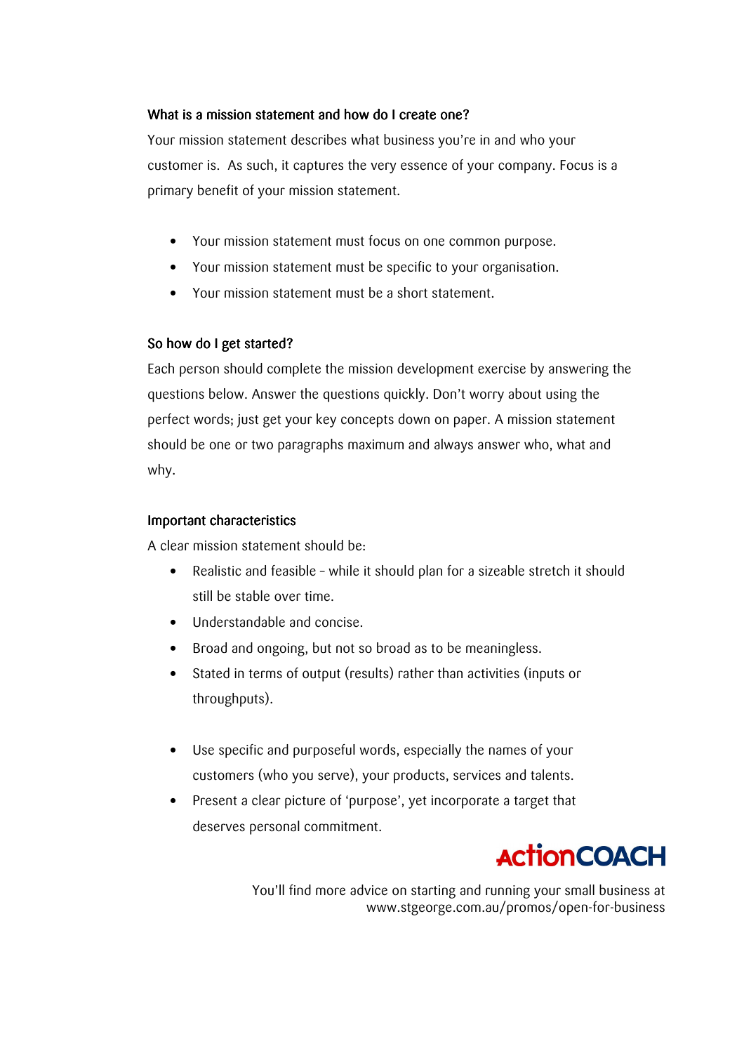### What is a mission statement and how do I create one?

Your mission statement describes what business you're in and who your customer is. As such, it captures the very essence of your company. Focus is a primary benefit of your mission statement.

- Your mission statement must focus on one common purpose.
- Your mission statement must be specific to your organisation.
- Your mission statement must be a short statement.

### So how do I get started?

Each person should complete the mission development exercise by answering the questions below. Answer the questions quickly. Don't worry about using the perfect words; just get your key concepts down on paper. A mission statement should be one or two paragraphs maximum and always answer who, what and why.

### Important characteristics

A clear mission statement should be:

- Realistic and feasible - while it should plan for a sizeable stretch it should still be stable over time.
- Understandable and concise.
- Broad and ongoing, but not so broad as to be meaningless.
- Stated in terms of output (results) rather than activities (inputs or throughputs).

- Use specific and purposeful words, especially the names of your customers (who you serve), your products, services and talents.
- Present a clear picture of 'purpose', yet incorporate a target that deserves personal commitment.

ActionCOACH

You'll find more advice on starting and running your small business at www.stgeorge.com.au/promos/open-for-business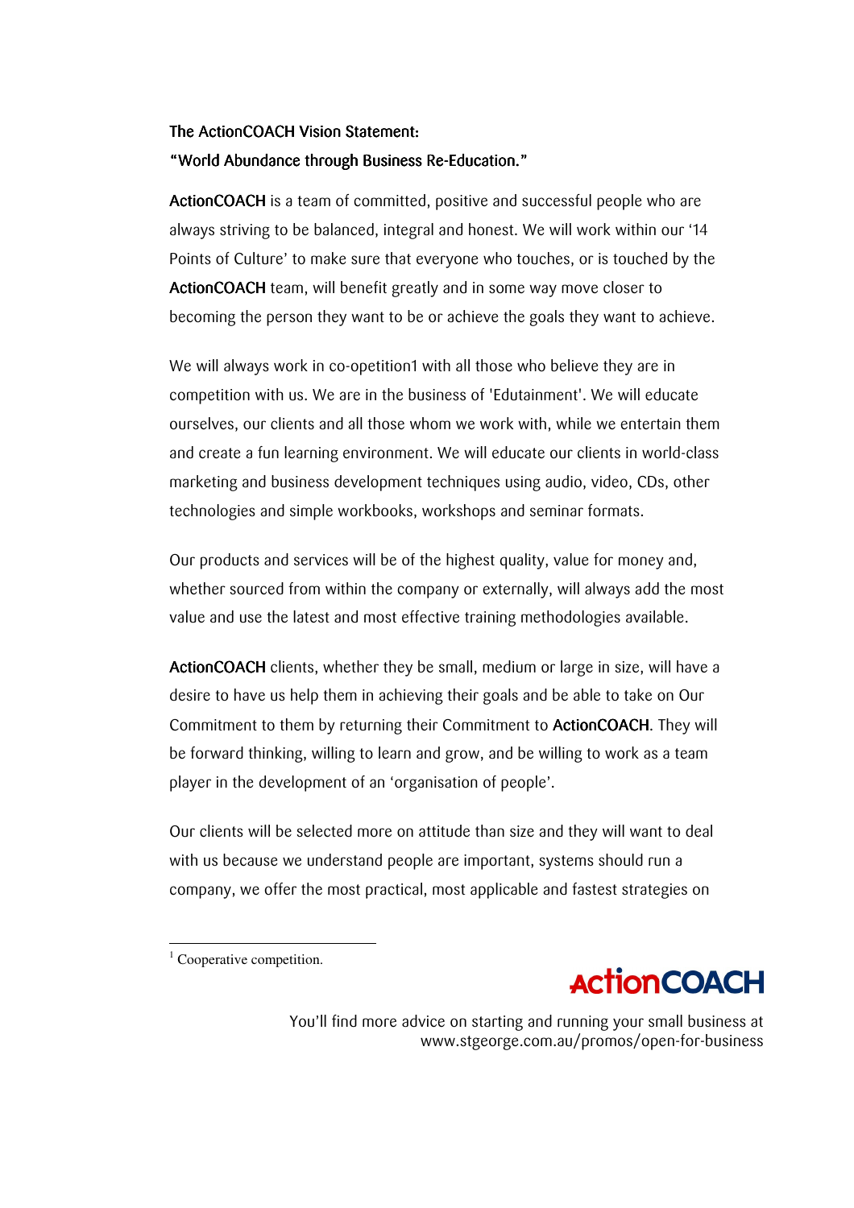**The ActionCOACH Vision Statement:**
**"World Abundance through Business Re-Education."**

**ActionCOACH** is a team of committed, positive and successful people who are always striving to be balanced, integral and honest. We will work within our '14 Points of Culture' to make sure that everyone who touches, or is touched by the **ActionCOACH** team, will benefit greatly and in some way move closer to becoming the person they want to be or achieve the goals they want to achieve.

We will always work in co-opetition[1] with all those who believe they are in competition with us. We are in the business of 'Edutainment'. We will educate ourselves, our clients and all those whom we work with, while we entertain them and create a fun learning environment. We will educate our clients in world-class marketing and business development techniques using audio, video, CDs, other technologies and simple workbooks, workshops and seminar formats.

Our products and services will be of the highest quality, value for money and, whether sourced from within the company or externally, will always add the most value and use the latest and most effective training methodologies available.

**ActionCOACH** clients, whether they be small, medium or large in size, will have a desire to have us help them in achieving their goals and be able to take on Our Commitment to them by returning their Commitment to **ActionCOACH**. They will be forward thinking, willing to learn and grow, and be willing to work as a team player in the development of an 'organisation of people'.

Our clients will be selected more on attitude than size and they will want to deal with us because we understand people are important, systems should run a company, we offer the most practical, most applicable and fastest strategies on

---

[1] Cooperative competition.

You'll find more advice on starting and running your small business at www.stgeorge.com.au/promos/open-for-business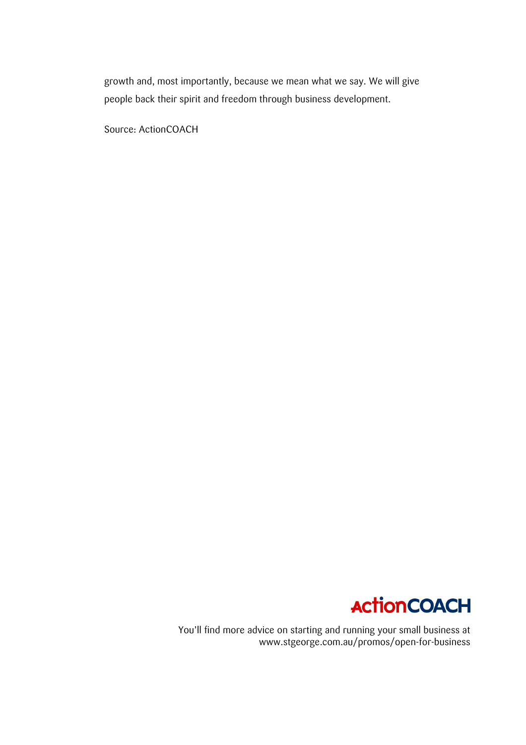growth and, most importantly, because we mean what we say. We will give people back their spirit and freedom through business development.

Source: ActionCOACH

ActionCOACH

You'll find more advice on starting and running your small business at www.stgeorge.com.au/promos/open-for-business